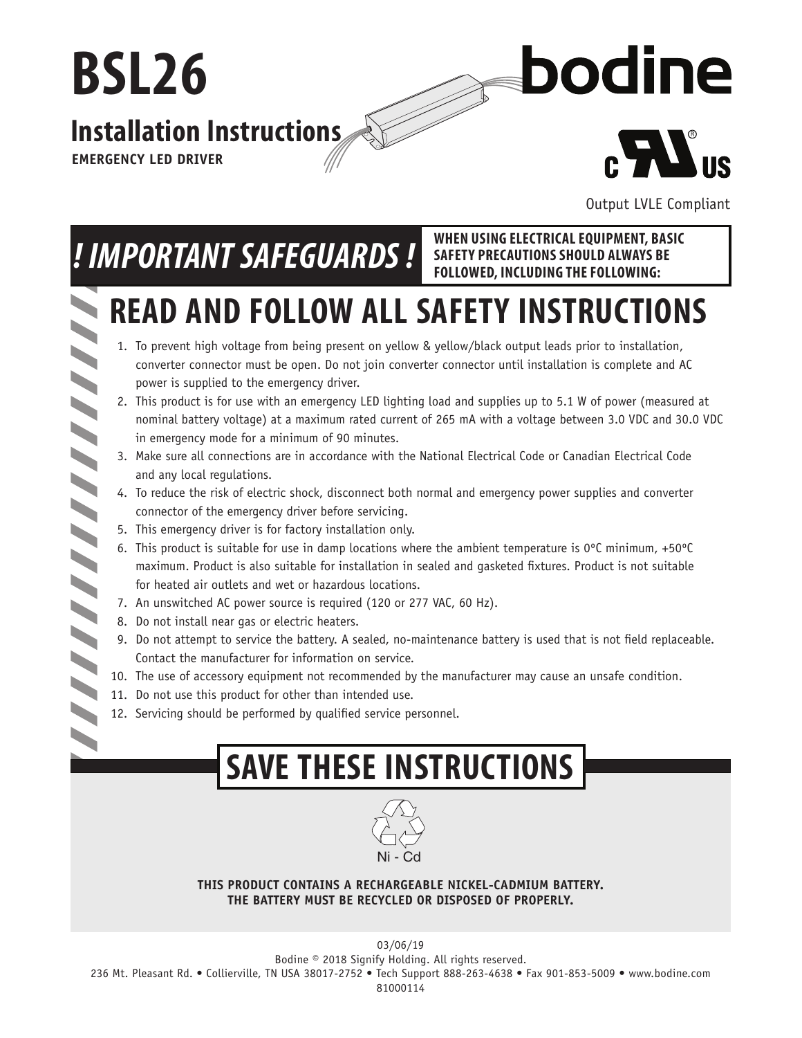# BSL26

## Installation Instructions

**EMERGENCY LED DRIVER**

bodine

c UL us

Output LVLE Compliant

## ! IMPORTANT SAFEGUARDS !

**WHEN USING ELECTRICAL EQUIPMENT, BASIC SAFETY PRECAUTIONS SHOULD ALWAYS BE FOLLOWED, INCLUDING THE FOLLOWING:**

# READ AND FOLLOW ALL SAFETY INSTRUCTIONS

1. To prevent high voltage from being present on yellow & yellow/black output leads prior to installation, converter connector must be open. Do not join converter connector until installation is complete and AC power is supplied to the emergency driver.
2. This product is for use with an emergency LED lighting load and supplies up to 5.1 W of power (measured at nominal battery voltage) at a maximum rated current of 265 mA with a voltage between 3.0 VDC and 30.0 VDC in emergency mode for a minimum of 90 minutes.
3. Make sure all connections are in accordance with the National Electrical Code or Canadian Electrical Code and any local regulations.
4. To reduce the risk of electric shock, disconnect both normal and emergency power supplies and converter connector of the emergency driver before servicing.
5. This emergency driver is for factory installation only.
6. This product is suitable for use in damp locations where the ambient temperature is 0ºC minimum, +50ºC maximum. Product is also suitable for installation in sealed and gasketed fixtures. Product is not suitable for heated air outlets and wet or hazardous locations.
7. An unswitched AC power source is required (120 or 277 VAC, 60 Hz).
8. Do not install near gas or electric heaters.
9. Do not attempt to service the battery. A sealed, no-maintenance battery is used that is not field replaceable. Contact the manufacturer for information on service.
10. The use of accessory equipment not recommended by the manufacturer may cause an unsafe condition.
11. Do not use this product for other than intended use.
12. Servicing should be performed by qualified service personnel.

# SAVE THESE INSTRUCTIONS

Ni - Cd

**THIS PRODUCT CONTAINS A RECHARGEABLE NICKEL-CADMIUM BATTERY. THE BATTERY MUST BE RECYCLED OR DISPOSED OF PROPERLY.**

03/06/19

Bodine © 2018 Signify Holding. All rights reserved.

236 Mt. Pleasant Rd. • Collierville, TN USA 38017-2752 • Tech Support 888-263-4638 • Fax 901-853-5009 • www.bodine.com

81000114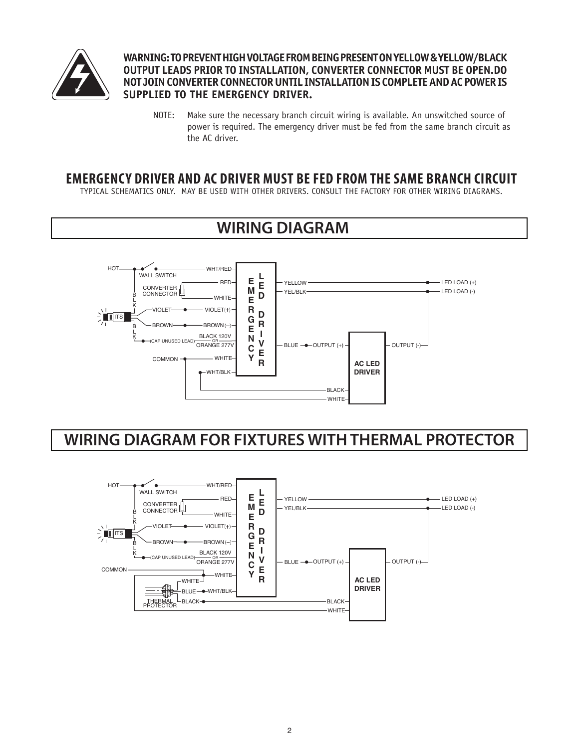**WARNING: TO PREVENT HIGH VOLTAGE FROM BEING PRESENT ON YELLOW & YELLOW/BLACK OUTPUT LEADS PRIOR TO INSTALLATION, CONVERTER CONNECTOR MUST BE OPEN. DO NOT JOIN CONVERTER CONNECTOR UNTIL INSTALLATION IS COMPLETE AND AC POWER IS SUPPLIED TO THE EMERGENCY DRIVER.**

NOTE: Make sure the necessary branch circuit wiring is available. An unswitched source of power is required. The emergency driver must be fed from the same branch circuit as the AC driver.

## EMERGENCY DRIVER AND AC DRIVER MUST BE FED FROM THE SAME BRANCH CIRCUIT

TYPICAL SCHEMATICS ONLY. MAY BE USED WITH OTHER DRIVERS. CONSULT THE FACTORY FOR OTHER WIRING DIAGRAMS.

## WIRING DIAGRAM

HOT
WALL SWITCH
WHT/RED
RED
CONVERTER CONNECTOR
WHITE
BLK
ITS
VIOLET
VIOLET(+)
BROWN
BROWN (–)
BLK
(CAP UNUSED LEAD)
BLACK 120V OR ORANGE 277V
COMMON
WHITE
WHT/BLK
EMERGENCY LED DRIVER
YELLOW
YEL/BLK
LED LOAD (+)
LED LOAD (-)
BLUE
OUTPUT (+)
OUTPUT (-)
AC LED DRIVER
BLACK
WHITE

## WIRING DIAGRAM FOR FIXTURES WITH THERMAL PROTECTOR

HOT
WALL SWITCH
WHT/RED
RED
CONVERTER CONNECTOR
WHITE
BLK
ITS
VIOLET
VIOLET(+)
BROWN
BROWN (–)
BLK
(CAP UNUSED LEAD)
BLACK 120V OR ORANGE 277V
COMMON
WHITE
WHITE
BLUE
WHT/BLK
THERMAL PROTECTOR
BLACK
EMERGENCY LED DRIVER
YELLOW
YEL/BLK
LED LOAD (+)
LED LOAD (-)
BLUE
OUTPUT (+)
OUTPUT (-)
AC LED DRIVER
BLACK
WHITE